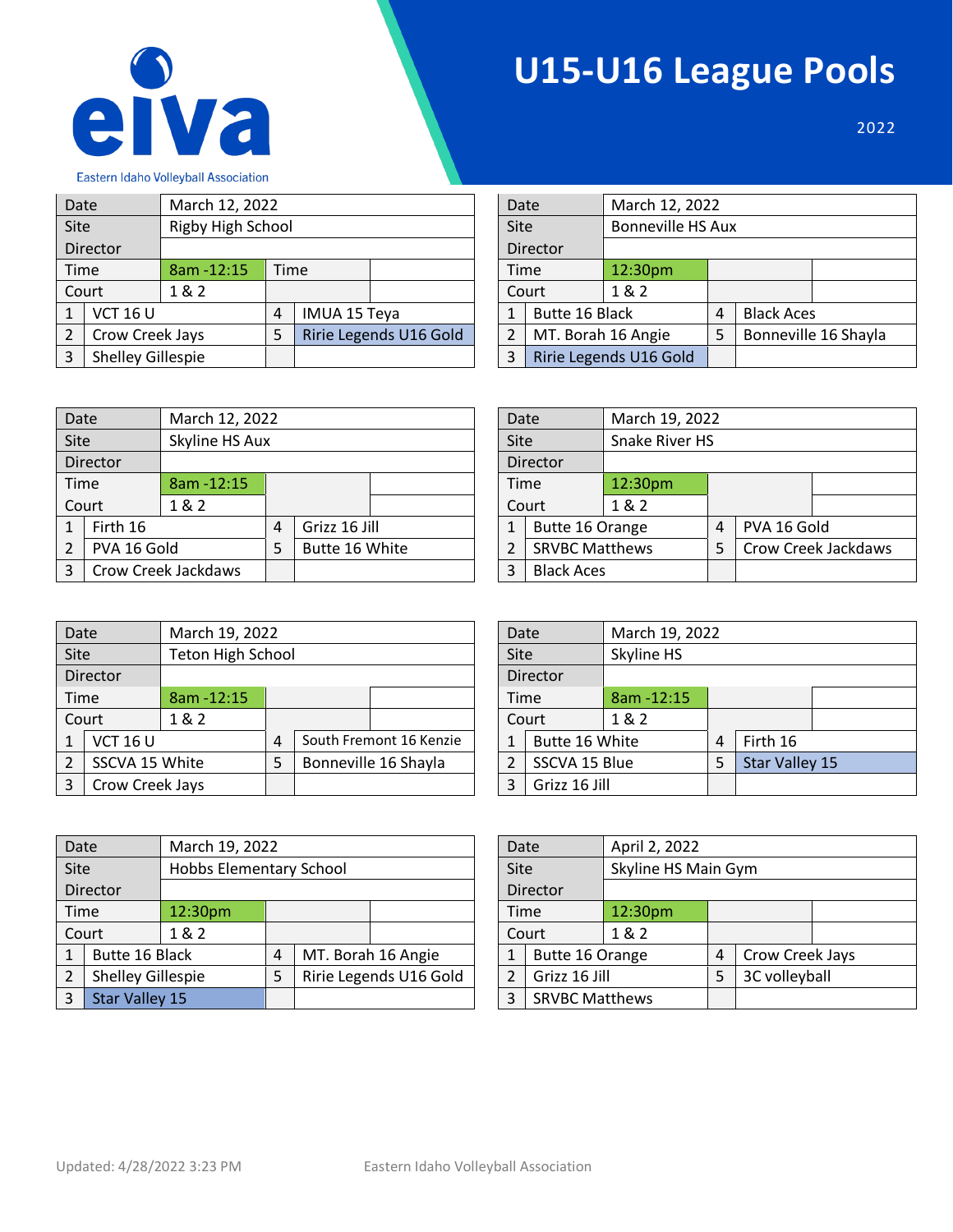# U15-U16 League Pools

2022

Eastern Idaho Volleyball Association

| Date | March 12, 2022 | | | |
|---|---|---|---|---|
| Site | Rigby High School | | | |
| Director | | | | |
| Time | 8am -12:15 | Time | | |
| Court | 1 & 2 | | | |
| 1 | VCT 16 U | 4 | IMUA 15 Teya | |
| 2 | Crow Creek Jays | 5 | Ririe Legends U16 Gold | |
| 3 | Shelley Gillespie | | | |

| Date | March 12, 2022 | | | |
|---|---|---|---|---|
| Site | Bonneville HS Aux | | | |
| Director | | | | |
| Time | 12:30pm | | | |
| Court | 1 & 2 | | | |
| 1 | Butte 16 Black | 4 | Black Aces | |
| 2 | MT. Borah 16 Angie | 5 | Bonneville 16 Shayla | |
| 3 | Ririe Legends U16 Gold | | | |

| Date | March 12, 2022 | | | |
|---|---|---|---|---|
| Site | Skyline HS Aux | | | |
| Director | | | | |
| Time | 8am -12:15 | | | |
| Court | 1 & 2 | | | |
| 1 | Firth 16 | 4 | Grizz 16 Jill | |
| 2 | PVA 16 Gold | 5 | Butte 16 White | |
| 3 | Crow Creek Jackdaws | | | |

| Date | March 19, 2022 | | | |
|---|---|---|---|---|
| Site | Snake River HS | | | |
| Director | | | | |
| Time | 12:30pm | | | |
| Court | 1 & 2 | | | |
| 1 | Butte 16 Orange | 4 | PVA 16 Gold | |
| 2 | SRVBC Matthews | 5 | Crow Creek Jackdaws | |
| 3 | Black Aces | | | |

| Date | March 19, 2022 | | | |
|---|---|---|---|---|
| Site | Teton High School | | | |
| Director | | | | |
| Time | 8am -12:15 | | | |
| Court | 1 & 2 | | | |
| 1 | VCT 16 U | 4 | South Fremont 16 Kenzie | |
| 2 | SSCVA 15 White | 5 | Bonneville 16 Shayla | |
| 3 | Crow Creek Jays | | | |

| Date | March 19, 2022 | | | |
|---|---|---|---|---|
| Site | Skyline HS | | | |
| Director | | | | |
| Time | 8am -12:15 | | | |
| Court | 1 & 2 | | | |
| 1 | Butte 16 White | 4 | Firth 16 | |
| 2 | SSCVA 15 Blue | 5 | Star Valley 15 | |
| 3 | Grizz 16 Jill | | | |

| Date | March 19, 2022 | | | |
|---|---|---|---|---|
| Site | Hobbs Elementary School | | | |
| Director | | | | |
| Time | 12:30pm | | | |
| Court | 1 & 2 | | | |
| 1 | Butte 16 Black | 4 | MT. Borah 16 Angie | |
| 2 | Shelley Gillespie | 5 | Ririe Legends U16 Gold | |
| 3 | Star Valley 15 | | | |

| Date | April 2, 2022 | | | |
|---|---|---|---|---|
| Site | Skyline HS Main Gym | | | |
| Director | | | | |
| Time | 12:30pm | | | |
| Court | 1 & 2 | | | |
| 1 | Butte 16 Orange | 4 | Crow Creek Jays | |
| 2 | Grizz 16 Jill | 5 | 3C volleyball | |
| 3 | SRVBC Matthews | | | |

Updated: 4/28/2022 3:23 PM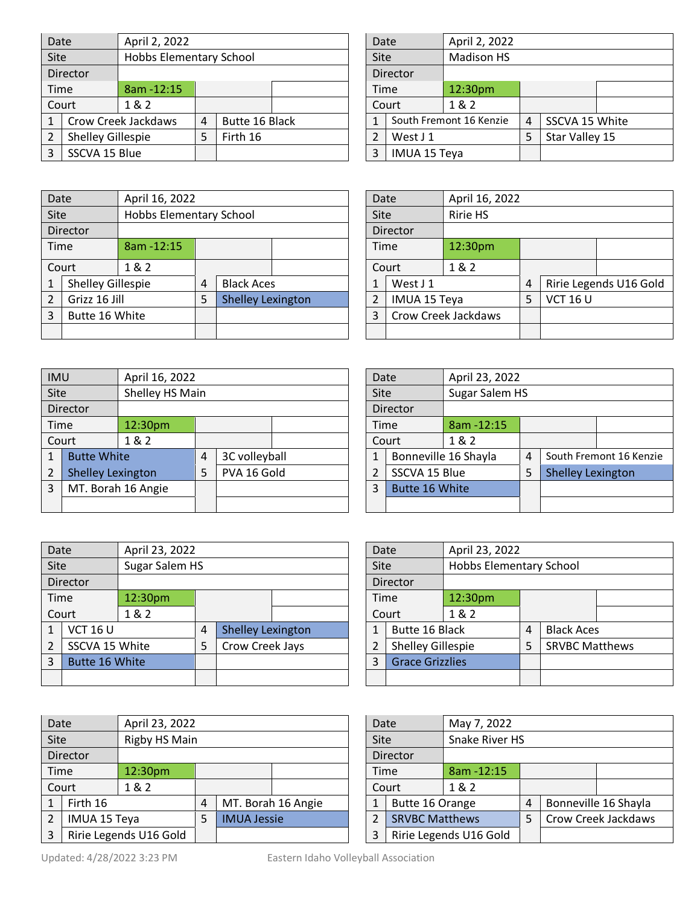| Date | April 2, 2022 | | |
|---|---|---|---|
| Site | Hobbs Elementary School | | |
| Director | | | |
| Time | 8am -12:15 | | |
| Court | 1 & 2 | | |
| 1 | Crow Creek Jackdaws | 4 | Butte 16 Black |
| 2 | Shelley Gillespie | 5 | Firth 16 |
| 3 | SSCVA 15 Blue | | |

| Date | April 2, 2022 | | |
|---|---|---|---|
| Site | Madison HS | | |
| Director | | | |
| Time | 12:30pm | | |
| Court | 1 & 2 | | |
| 1 | South Fremont 16 Kenzie | 4 | SSCVA 15 White |
| 2 | West J 1 | 5 | Star Valley 15 |
| 3 | IMUA 15 Teya | | |

| Date | April 16, 2022 | | |
|---|---|---|---|
| Site | Hobbs Elementary School | | |
| Director | | | |
| Time | 8am -12:15 | | |
| Court | 1 & 2 | | |
| 1 | Shelley Gillespie | 4 | Black Aces |
| 2 | Grizz 16 Jill | 5 | Shelley Lexington |
| 3 | Butte 16 White | | |
| | | | |

| Date | April 16, 2022 | | |
|---|---|---|---|
| Site | Ririe HS | | |
| Director | | | |
| Time | 12:30pm | | |
| Court | 1 & 2 | | |
| 1 | West J 1 | 4 | Ririe Legends U16 Gold |
| 2 | IMUA 15 Teya | 5 | VCT 16 U |
| 3 | Crow Creek Jackdaws | | |
| | | | |

| IMU | April 16, 2022 | | |
|---|---|---|---|
| Site | Shelley HS Main | | |
| Director | | | |
| Time | 12:30pm | | |
| Court | 1 & 2 | | |
| 1 | Butte White | 4 | 3C volleyball |
| 2 | Shelley Lexington | 5 | PVA 16 Gold |
| 3 | MT. Borah 16 Angie | | |
| | | | |

| Date | April 23, 2022 | | |
|---|---|---|---|
| Site | Sugar Salem HS | | |
| Director | | | |
| Time | 8am -12:15 | | |
| Court | 1 & 2 | | |
| 1 | Bonneville 16 Shayla | 4 | South Fremont 16 Kenzie |
| 2 | SSCVA 15 Blue | 5 | Shelley Lexington |
| 3 | Butte 16 White | | |
| | | | |

| Date | April 23, 2022 | | |
|---|---|---|---|
| Site | Sugar Salem HS | | |
| Director | | | |
| Time | 12:30pm | | |
| Court | 1 & 2 | | |
| 1 | VCT 16 U | 4 | Shelley Lexington |
| 2 | SSCVA 15 White | 5 | Crow Creek Jays |
| 3 | Butte 16 White | | |
| | | | |

| Date | April 23, 2022 | | |
|---|---|---|---|
| Site | Hobbs Elementary School | | |
| Director | | | |
| Time | 12:30pm | | |
| Court | 1 & 2 | | |
| 1 | Butte 16 Black | 4 | Black Aces |
| 2 | Shelley Gillespie | 5 | SRVBC Matthews |
| 3 | Grace Grizzlies | | |
| | | | |

| Date | April 23, 2022 | | |
|---|---|---|---|
| Site | Rigby HS Main | | |
| Director | | | |
| Time | 12:30pm | | |
| Court | 1 & 2 | | |
| 1 | Firth 16 | 4 | MT. Borah 16 Angie |
| 2 | IMUA 15 Teya | 5 | IMUA Jessie |
| 3 | Ririe Legends U16 Gold | | |

| Date | May 7, 2022 | | |
|---|---|---|---|
| Site | Snake River HS | | |
| Director | | | |
| Time | 8am -12:15 | | |
| Court | 1 & 2 | | |
| 1 | Butte 16 Orange | 4 | Bonneville 16 Shayla |
| 2 | SRVBC Matthews | 5 | Crow Creek Jackdaws |
| 3 | Ririe Legends U16 Gold | | |

Updated: 4/28/2022 3:23 PM Eastern Idaho Volleyball Association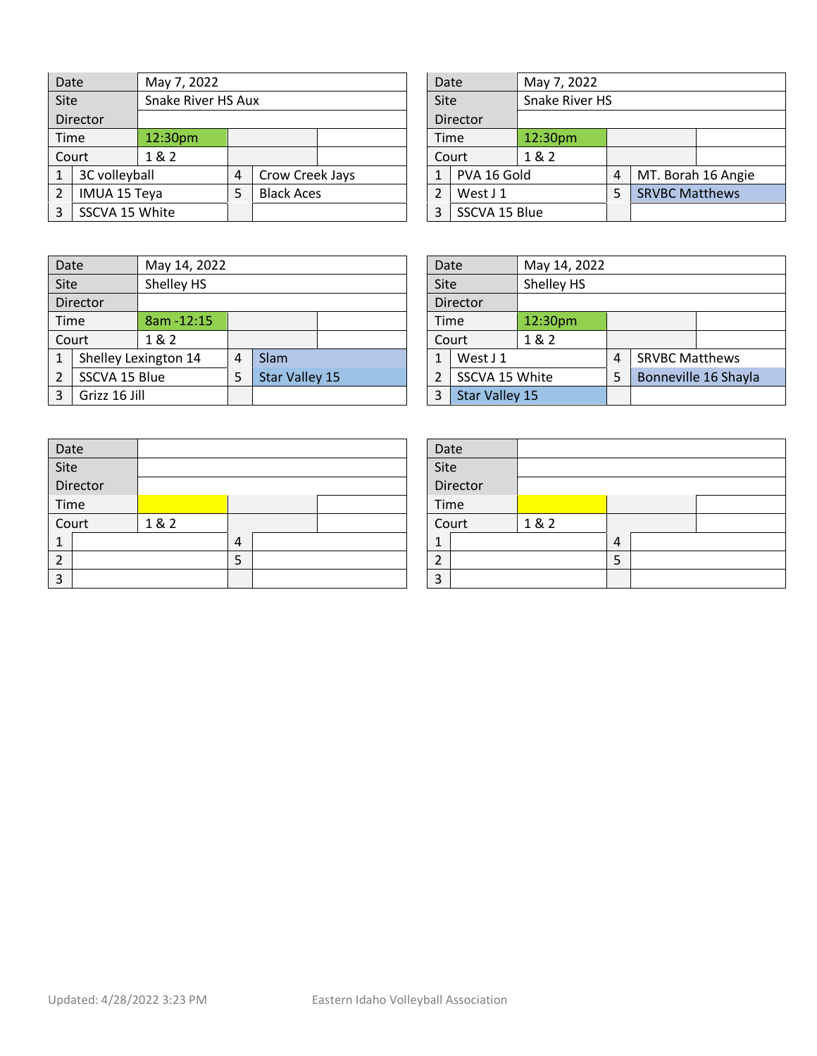| | | | | |
|---|---|---|---|---|
| Date | May 7, 2022 | | | |
| Site | Snake River HS Aux | | | |
| Director | | | | |
| Time | 12:30pm | | | |
| Court | 1 & 2 | | | |
| 1 | 3C volleyball | | 4 | Crow Creek Jays |
| 2 | IMUA 15 Teya | | 5 | Black Aces |
| 3 | SSCVA 15 White | | | |

| | | | | |
|---|---|---|---|---|
| Date | May 7, 2022 | | | |
| Site | Snake River HS | | | |
| Director | | | | |
| Time | 12:30pm | | | |
| Court | 1 & 2 | | | |
| 1 | PVA 16 Gold | | 4 | MT. Borah 16 Angie |
| 2 | West J 1 | | 5 | SRVBC Matthews |
| 3 | SSCVA 15 Blue | | | |

| | | | | |
|---|---|---|---|---|
| Date | May 14, 2022 | | | |
| Site | Shelley HS | | | |
| Director | | | | |
| Time | 8am -12:15 | | | |
| Court | 1 & 2 | | | |
| 1 | Shelley Lexington 14 | | 4 | Slam |
| 2 | SSCVA 15 Blue | | 5 | Star Valley 15 |
| 3 | Grizz 16 Jill | | | |

| | | | | |
|---|---|---|---|---|
| Date | May 14, 2022 | | | |
| Site | Shelley HS | | | |
| Director | | | | |
| Time | 12:30pm | | | |
| Court | 1 & 2 | | | |
| 1 | West J 1 | | 4 | SRVBC Matthews |
| 2 | SSCVA 15 White | | 5 | Bonneville 16 Shayla |
| 3 | Star Valley 15 | | | |

| | | | | |
|---|---|---|---|---|
| Date | | | | |
| Site | | | | |
| Director | | | | |
| Time | | | | |
| Court | 1 & 2 | | | |
| 1 | | | 4 | |
| 2 | | | 5 | |
| 3 | | | | |

| | | | | |
|---|---|---|---|---|
| Date | | | | |
| Site | | | | |
| Director | | | | |
| Time | | | | |
| Court | 1 & 2 | | | |
| 1 | | | 4 | |
| 2 | | | 5 | |
| 3 | | | | |

Updated: 4/28/2022 3:23 PM

Eastern Idaho Volleyball Association